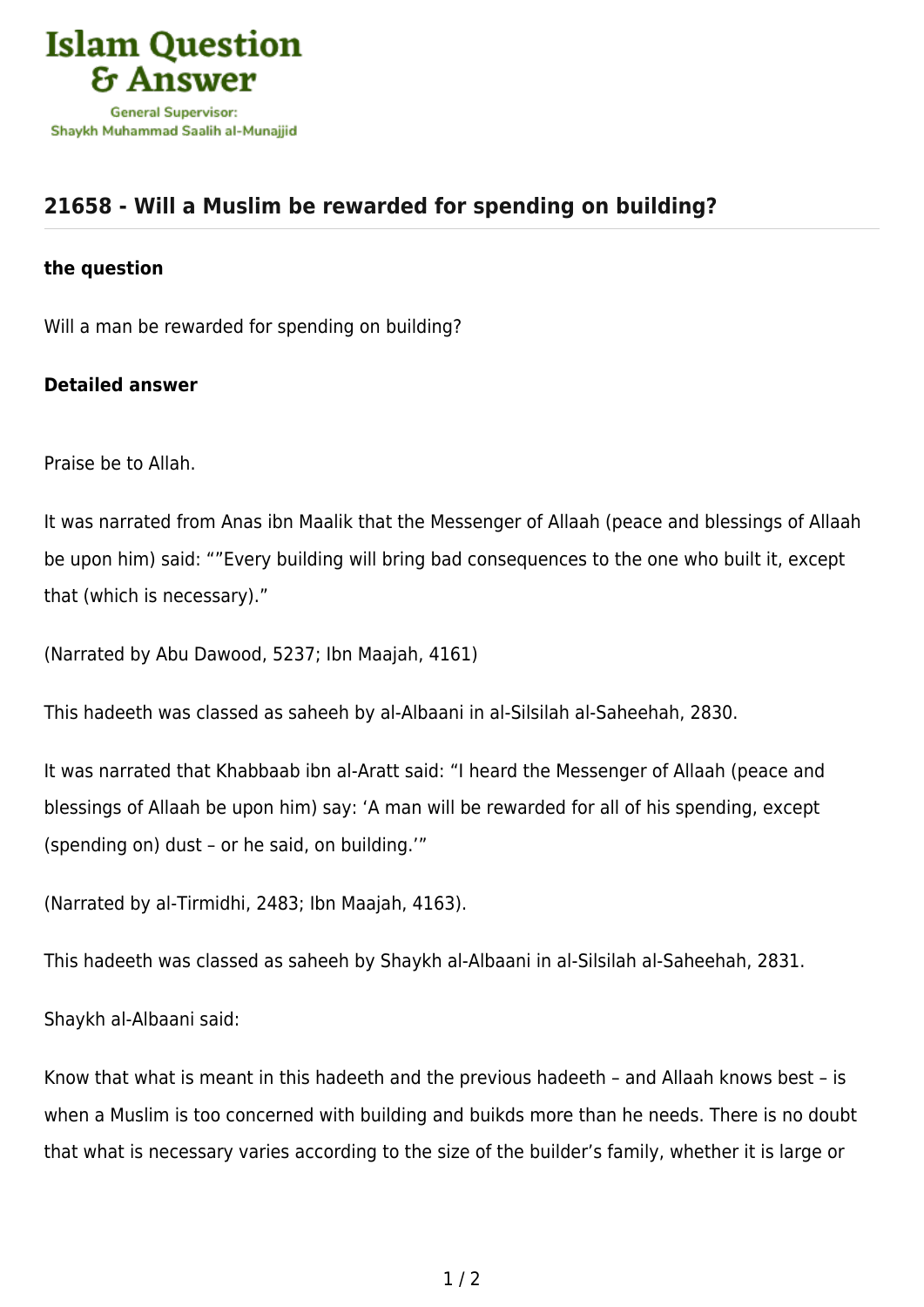Islam Question & Answer

General Supervisor: Shaykh Muhammad Saalih al-Munajjid

## 21658 - Will a Muslim be rewarded for spending on building?

**the question**

Will a man be rewarded for spending on building?

**Detailed answer**

Praise be to Allah.

It was narrated from Anas ibn Maalik that the Messenger of Allaah (peace and blessings of Allaah be upon him) said: “”Every building will bring bad consequences to the one who built it, except that (which is necessary).”

(Narrated by Abu Dawood, 5237; Ibn Maajah, 4161)

This hadeeth was classed as saheeh by al-Albaani in al-Silsilah al-Saheehah, 2830.

It was narrated that Khabbaab ibn al-Aratt said: “I heard the Messenger of Allaah (peace and blessings of Allaah be upon him) say: ‘A man will be rewarded for all of his spending, except (spending on) dust – or he said, on building.’”

(Narrated by al-Tirmidhi, 2483; Ibn Maajah, 4163).

This hadeeth was classed as saheeh by Shaykh al-Albaani in al-Silsilah al-Saheehah, 2831.

Shaykh al-Albaani said:

Know that what is meant in this hadeeth and the previous hadeeth – and Allaah knows best – is when a Muslim is too concerned with building and buikds more than he needs. There is no doubt that what is necessary varies according to the size of the builder’s family, whether it is large or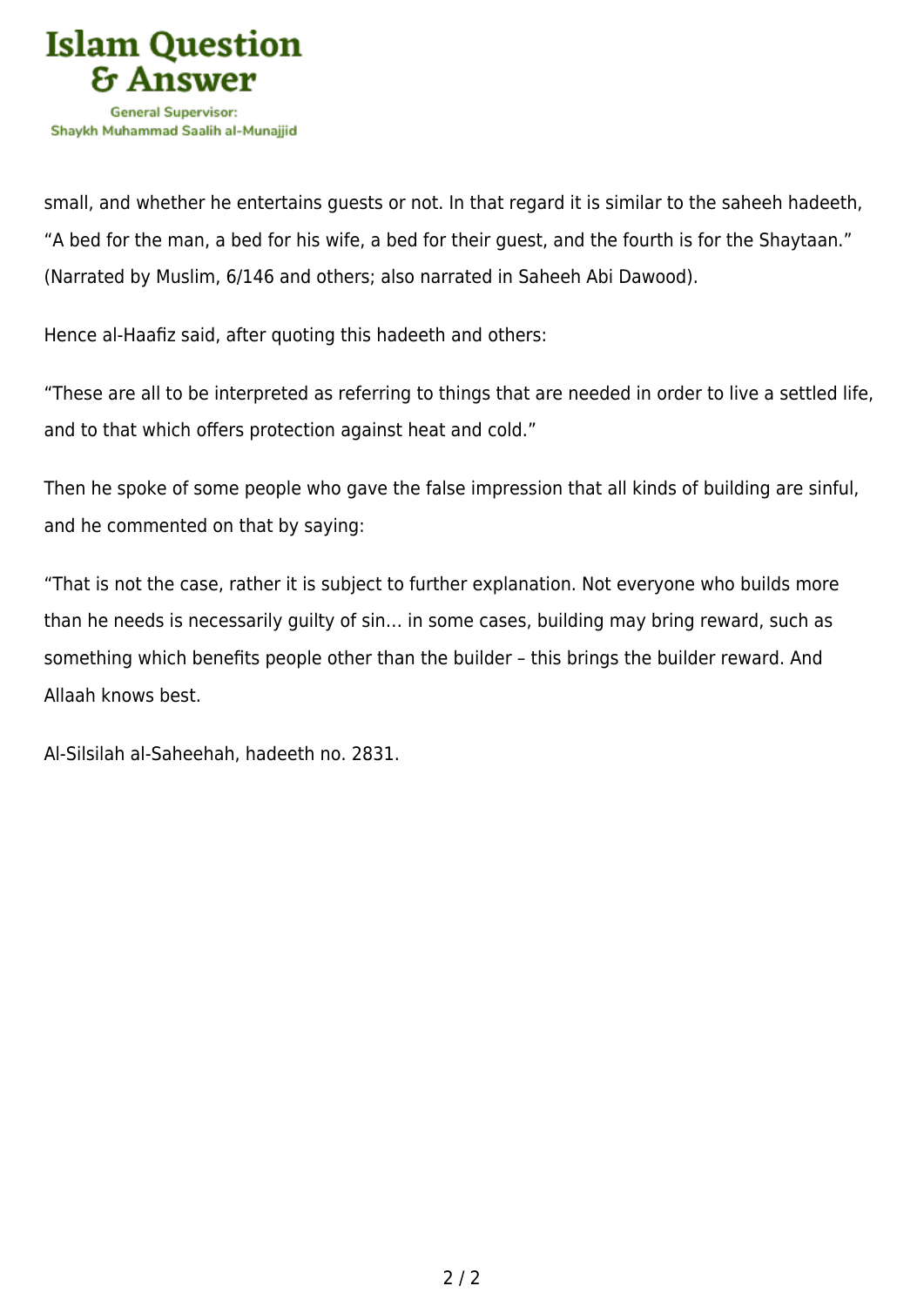small, and whether he entertains guests or not. In that regard it is similar to the saheeh hadeeth, “A bed for the man, a bed for his wife, a bed for their guest, and the fourth is for the Shaytaan.” (Narrated by Muslim, 6/146 and others; also narrated in Saheeh Abi Dawood).

Hence al-Haafiz said, after quoting this hadeeth and others:

“These are all to be interpreted as referring to things that are needed in order to live a settled life, and to that which offers protection against heat and cold.”

Then he spoke of some people who gave the false impression that all kinds of building are sinful, and he commented on that by saying:

“That is not the case, rather it is subject to further explanation. Not everyone who builds more than he needs is necessarily guilty of sin… in some cases, building may bring reward, such as something which benefits people other than the builder – this brings the builder reward. And Allaah knows best.

Al-Silsilah al-Saheehah, hadeeth no. 2831.